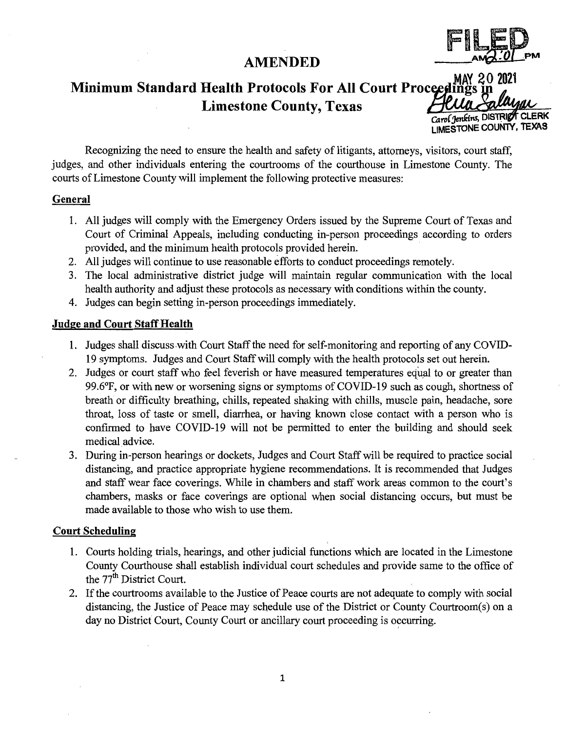FILED
AM 2:01 PM
MAY 20 2021
Carol Jenkins, DISTRICT CLERK
LIMESTONE COUNTY, TEXAS

# AMENDED

# Minimum Standard Health Protocols For All Court Proceedings in Limestone County, Texas

Recognizing the need to ensure the health and safety of litigants, attorneys, visitors, court staff, judges, and other individuals entering the courtrooms of the courthouse in Limestone County. The courts of Limestone County will implement the following protective measures:

## General

1. All judges will comply with the Emergency Orders issued by the Supreme Court of Texas and Court of Criminal Appeals, including conducting in-person proceedings according to orders provided, and the minimum health protocols provided herein.
2. All judges will continue to use reasonable efforts to conduct proceedings remotely.
3. The local administrative district judge will maintain regular communication with the local health authority and adjust these protocols as necessary with conditions within the county.
4. Judges can begin setting in-person proceedings immediately.

## Judge and Court Staff Health

1. Judges shall discuss with Court Staff the need for self-monitoring and reporting of any COVID-19 symptoms. Judges and Court Staff will comply with the health protocols set out herein.
2. Judges or court staff who feel feverish or have measured temperatures equal to or greater than 99.6°F, or with new or worsening signs or symptoms of COVID-19 such as cough, shortness of breath or difficulty breathing, chills, repeated shaking with chills, muscle pain, headache, sore throat, loss of taste or smell, diarrhea, or having known close contact with a person who is confirmed to have COVID-19 will not be permitted to enter the building and should seek medical advice.
3. During in-person hearings or dockets, Judges and Court Staff will be required to practice social distancing, and practice appropriate hygiene recommendations. It is recommended that Judges and staff wear face coverings. While in chambers and staff work areas common to the court's chambers, masks or face coverings are optional when social distancing occurs, but must be made available to those who wish to use them.

## Court Scheduling

1. Courts holding trials, hearings, and other judicial functions which are located in the Limestone County Courthouse shall establish individual court schedules and provide same to the office of the 77th District Court.
2. If the courtrooms available to the Justice of Peace courts are not adequate to comply with social distancing, the Justice of Peace may schedule use of the District or County Courtroom(s) on a day no District Court, County Court or ancillary court proceeding is occurring.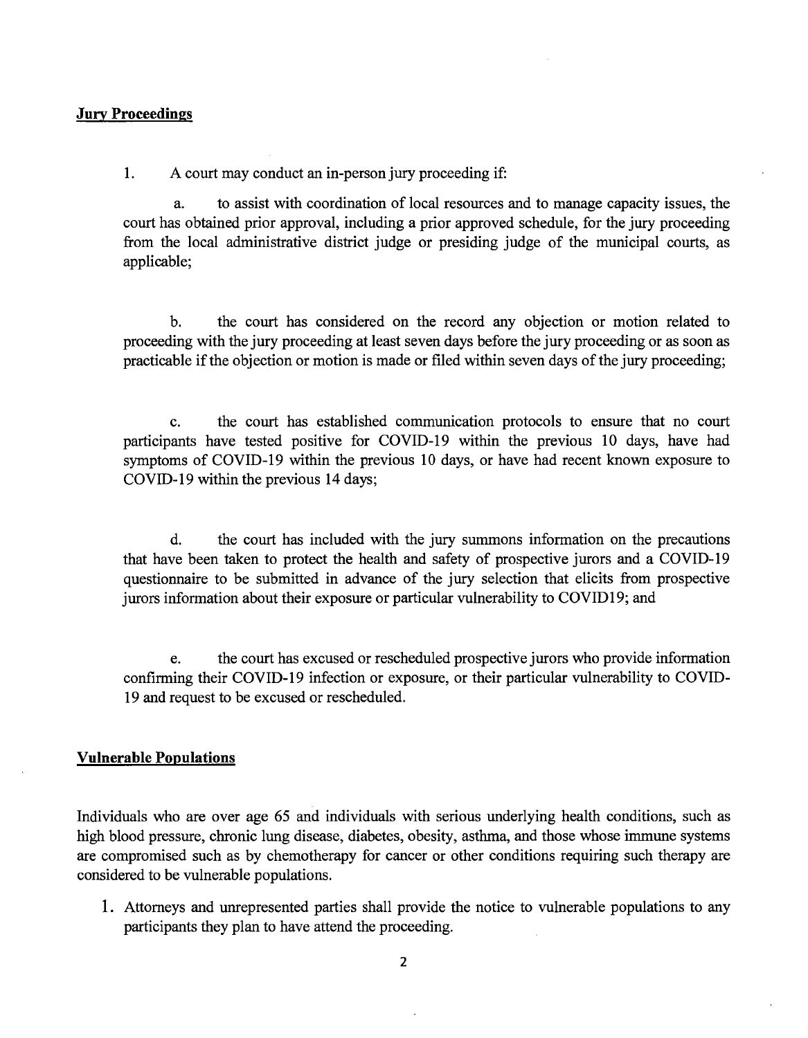## Jury Proceedings

1. A court may conduct an in-person jury proceeding if:

   a. to assist with coordination of local resources and to manage capacity issues, the court has obtained prior approval, including a prior approved schedule, for the jury proceeding from the local administrative district judge or presiding judge of the municipal courts, as applicable;

   b. the court has considered on the record any objection or motion related to proceeding with the jury proceeding at least seven days before the jury proceeding or as soon as practicable if the objection or motion is made or filed within seven days of the jury proceeding;

   c. the court has established communication protocols to ensure that no court participants have tested positive for COVID-19 within the previous 10 days, have had symptoms of COVID-19 within the previous 10 days, or have had recent known exposure to COVID-19 within the previous 14 days;

   d. the court has included with the jury summons information on the precautions that have been taken to protect the health and safety of prospective jurors and a COVID-19 questionnaire to be submitted in advance of the jury selection that elicits from prospective jurors information about their exposure or particular vulnerability to COVID19; and

   e. the court has excused or rescheduled prospective jurors who provide information confirming their COVID-19 infection or exposure, or their particular vulnerability to COVID-19 and request to be excused or rescheduled.

## Vulnerable Populations

Individuals who are over age 65 and individuals with serious underlying health conditions, such as high blood pressure, chronic lung disease, diabetes, obesity, asthma, and those whose immune systems are compromised such as by chemotherapy for cancer or other conditions requiring such therapy are considered to be vulnerable populations.

1. Attorneys and unrepresented parties shall provide the notice to vulnerable populations to any participants they plan to have attend the proceeding.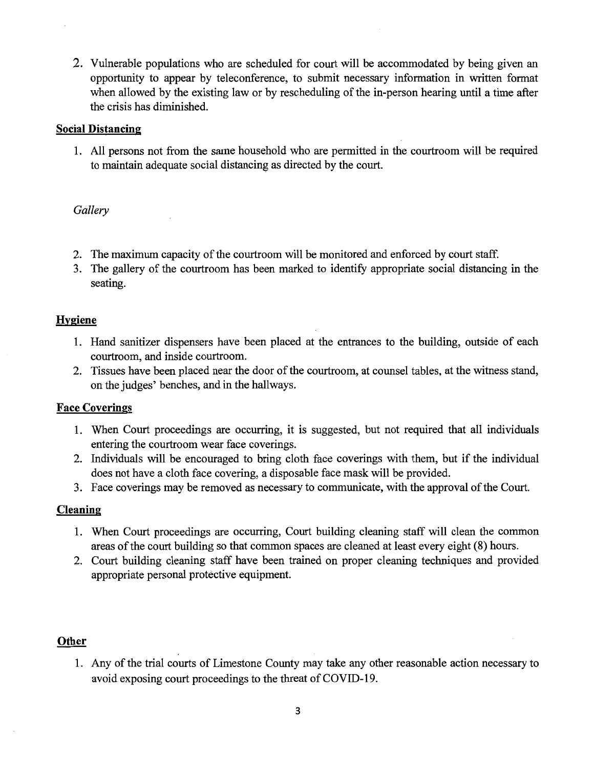2. Vulnerable populations who are scheduled for court will be accommodated by being given an opportunity to appear by teleconference, to submit necessary information in written format when allowed by the existing law or by rescheduling of the in-person hearing until a time after the crisis has diminished.

**Social Distancing**

1. All persons not from the same household who are permitted in the courtroom will be required to maintain adequate social distancing as directed by the court.

*Gallery*

2. The maximum capacity of the courtroom will be monitored and enforced by court staff.
3. The gallery of the courtroom has been marked to identify appropriate social distancing in the seating.

**Hygiene**

1. Hand sanitizer dispensers have been placed at the entrances to the building, outside of each courtroom, and inside courtroom.
2. Tissues have been placed near the door of the courtroom, at counsel tables, at the witness stand, on the judges' benches, and in the hallways.

**Face Coverings**

1. When Court proceedings are occurring, it is suggested, but not required that all individuals entering the courtroom wear face coverings.
2. Individuals will be encouraged to bring cloth face coverings with them, but if the individual does not have a cloth face covering, a disposable face mask will be provided.
3. Face coverings may be removed as necessary to communicate, with the approval of the Court.

**Cleaning**

1. When Court proceedings are occurring, Court building cleaning staff will clean the common areas of the court building so that common spaces are cleaned at least every eight (8) hours.
2. Court building cleaning staff have been trained on proper cleaning techniques and provided appropriate personal protective equipment.

**Other**

1. Any of the trial courts of Limestone County may take any other reasonable action necessary to avoid exposing court proceedings to the threat of COVID-19.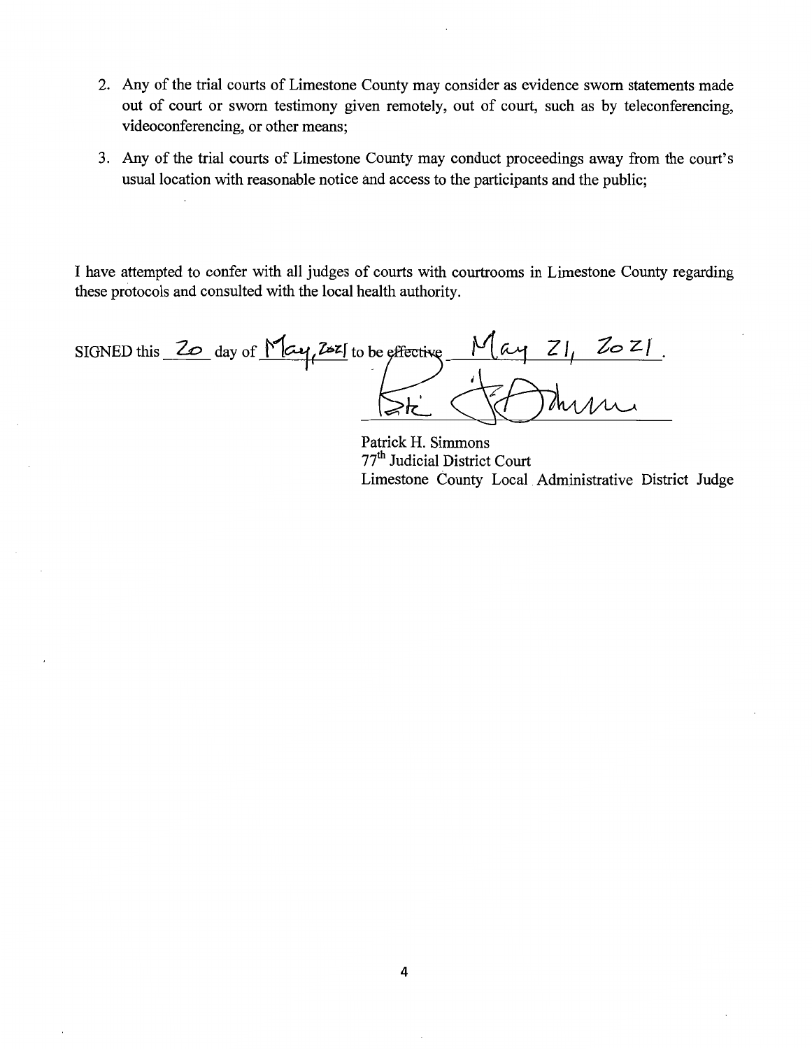2. Any of the trial courts of Limestone County may consider as evidence sworn statements made out of court or sworn testimony given remotely, out of court, such as by teleconferencing, videoconferencing, or other means;
3. Any of the trial courts of Limestone County may conduct proceedings away from the court's usual location with reasonable notice and access to the participants and the public;

I have attempted to confer with all judges of courts with courtrooms in Limestone County regarding these protocols and consulted with the local health authority.

SIGNED this 20 day of May, 2021 to be effective May 21, 2021.

Patrick H. Simmons
77th Judicial District Court
Limestone County Local Administrative District Judge